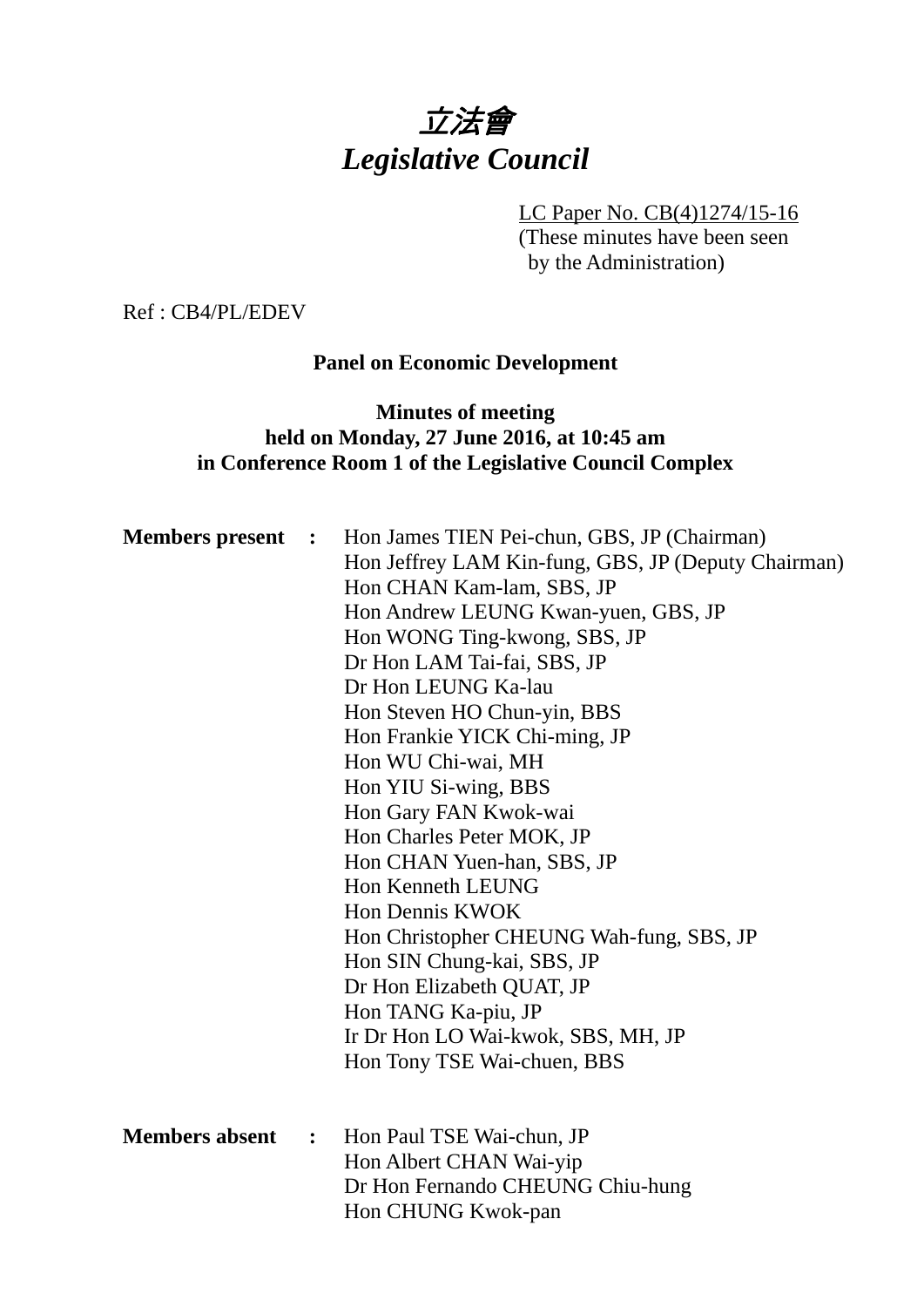# 立法會
# *Legislative Council*

LC Paper No. CB(4)1274/15-16
(These minutes have been seen by the Administration)

Ref : CB4/PL/EDEV

**Panel on Economic Development**

**Minutes of meeting**
**held on Monday, 27 June 2016, at 10:45 am**
**in Conference Room 1 of the Legislative Council Complex**

**Members present :**

Hon James TIEN Pei-chun, GBS, JP (Chairman)
Hon Jeffrey LAM Kin-fung, GBS, JP (Deputy Chairman)
Hon CHAN Kam-lam, SBS, JP
Hon Andrew LEUNG Kwan-yuen, GBS, JP
Hon WONG Ting-kwong, SBS, JP
Dr Hon LAM Tai-fai, SBS, JP
Dr Hon LEUNG Ka-lau
Hon Steven HO Chun-yin, BBS
Hon Frankie YICK Chi-ming, JP
Hon WU Chi-wai, MH
Hon YIU Si-wing, BBS
Hon Gary FAN Kwok-wai
Hon Charles Peter MOK, JP
Hon CHAN Yuen-han, SBS, JP
Hon Kenneth LEUNG
Hon Dennis KWOK
Hon Christopher CHEUNG Wah-fung, SBS, JP
Hon SIN Chung-kai, SBS, JP
Dr Hon Elizabeth QUAT, JP
Hon TANG Ka-piu, JP
Ir Dr Hon LO Wai-kwok, SBS, MH, JP
Hon Tony TSE Wai-chuen, BBS

**Members absent :**

Hon Paul TSE Wai-chun, JP
Hon Albert CHAN Wai-yip
Dr Hon Fernando CHEUNG Chiu-hung
Hon CHUNG Kwok-pan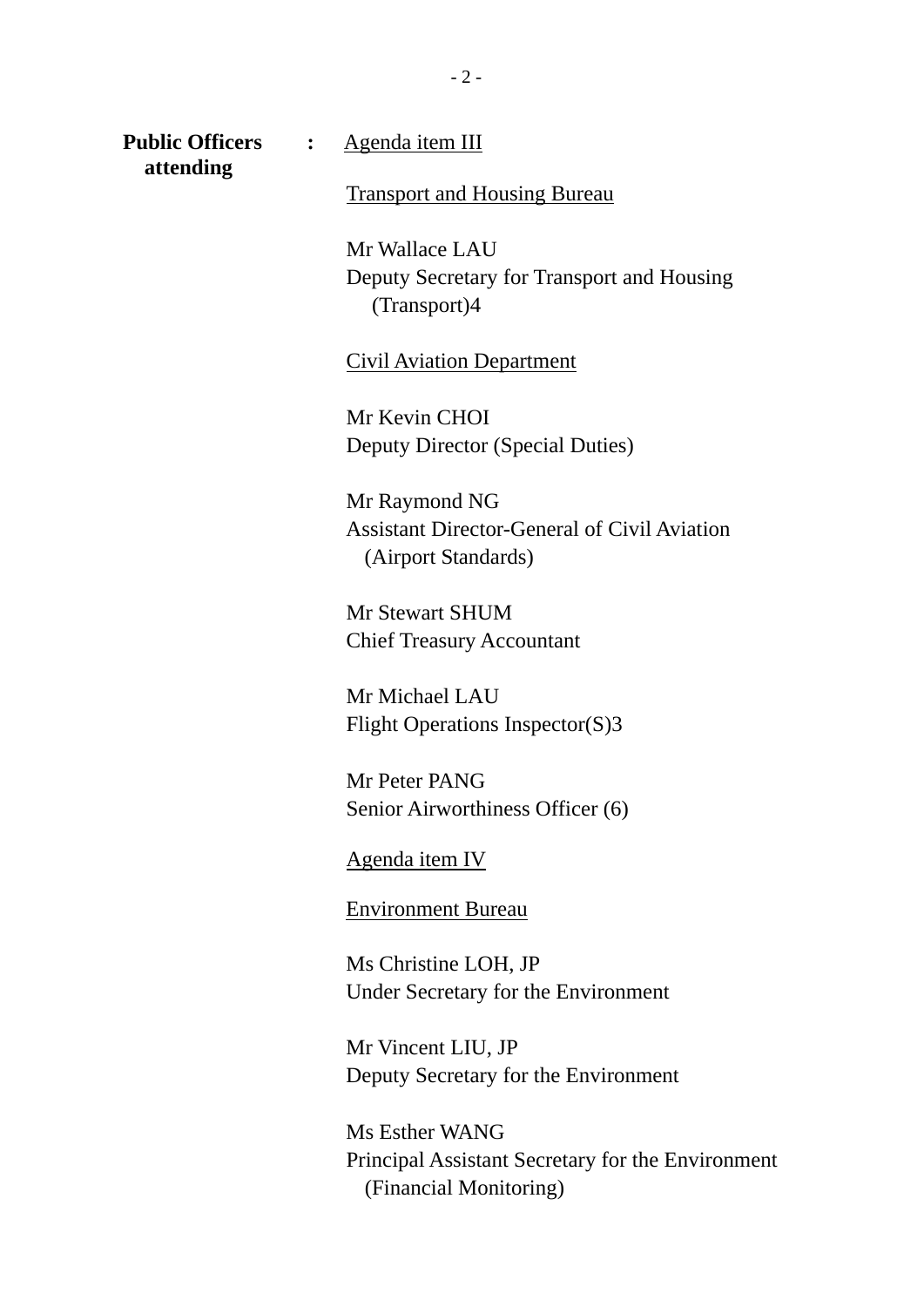**Public Officers attending** : <u>Agenda item III</u>

<u>Transport and Housing Bureau</u>

Mr Wallace LAU
Deputy Secretary for Transport and Housing (Transport)4

<u>Civil Aviation Department</u>

Mr Kevin CHOI
Deputy Director (Special Duties)

Mr Raymond NG
Assistant Director-General of Civil Aviation (Airport Standards)

Mr Stewart SHUM
Chief Treasury Accountant

Mr Michael LAU
Flight Operations Inspector(S)3

Mr Peter PANG
Senior Airworthiness Officer (6)

<u>Agenda item IV</u>

<u>Environment Bureau</u>

Ms Christine LOH, JP
Under Secretary for the Environment

Mr Vincent LIU, JP
Deputy Secretary for the Environment

Ms Esther WANG
Principal Assistant Secretary for the Environment (Financial Monitoring)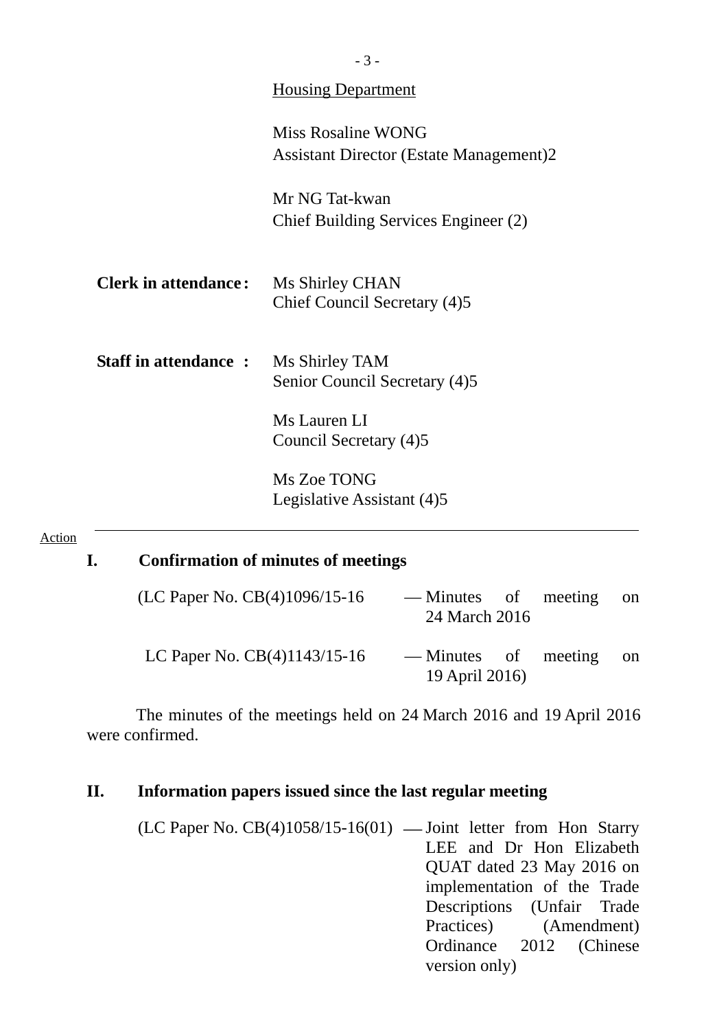Housing Department

Miss Rosaline WONG
Assistant Director (Estate Management)2

Mr NG Tat-kwan
Chief Building Services Engineer (2)

**Clerk in attendance:** Ms Shirley CHAN
Chief Council Secretary (4)5

**Staff in attendance :** Ms Shirley TAM
Senior Council Secretary (4)5

Ms Lauren LI
Council Secretary (4)5

Ms Zoe TONG
Legislative Assistant (4)5

---

Action

## I. Confirmation of minutes of meetings

(LC Paper No. CB(4)1096/15-16 — Minutes of meeting on 24 March 2016

LC Paper No. CB(4)1143/15-16 — Minutes of meeting on 19 April 2016)

The minutes of the meetings held on 24 March 2016 and 19 April 2016 were confirmed.

## II. Information papers issued since the last regular meeting

(LC Paper No. CB(4)1058/15-16(01) — Joint letter from Hon Starry LEE and Dr Hon Elizabeth QUAT dated 23 May 2016 on implementation of the Trade Descriptions (Unfair Trade Practices) (Amendment) Ordinance 2012 (Chinese version only)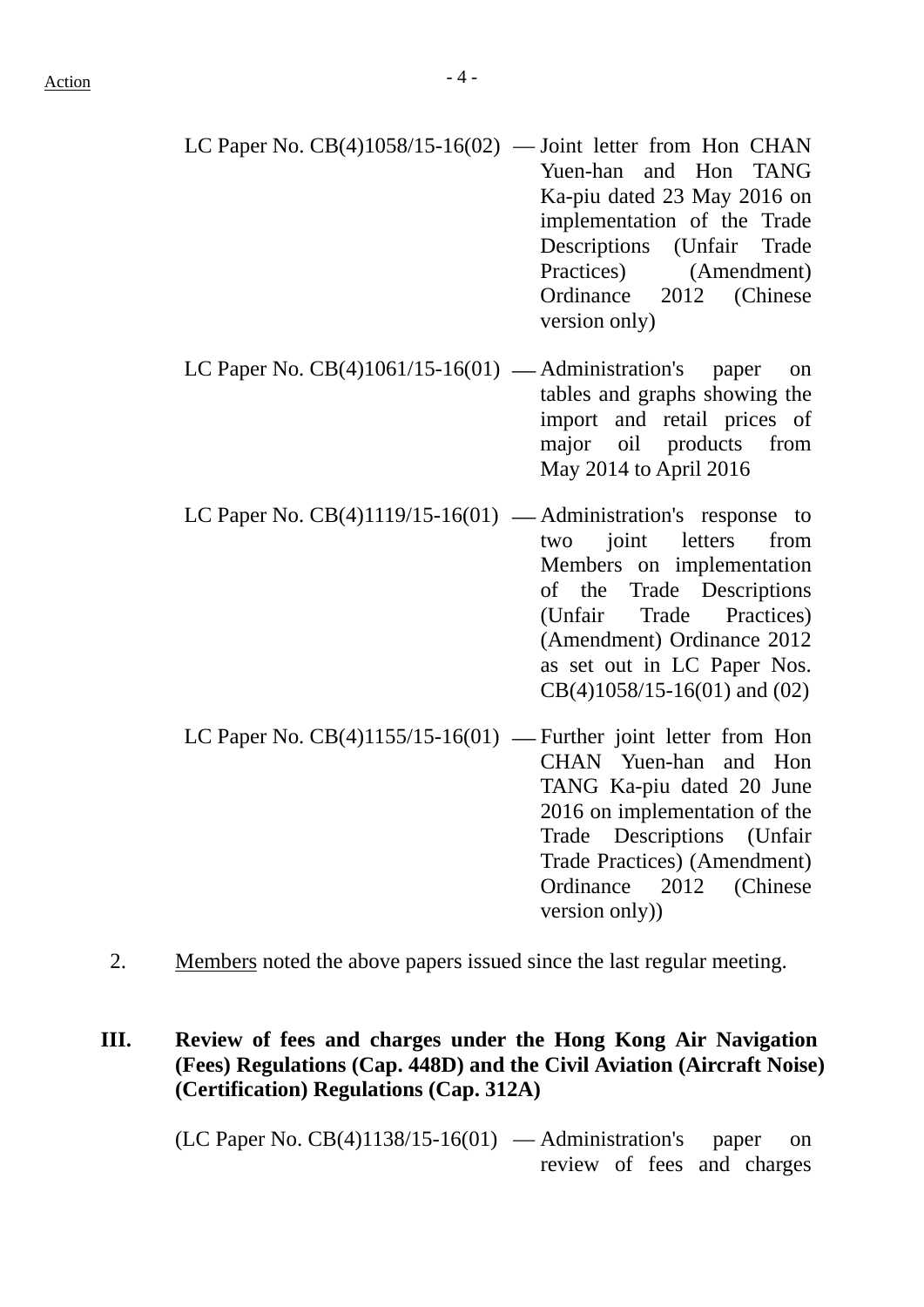Action

| | | |
|---|---|---|
| LC Paper No. CB(4)1058/15-16(02) | — | Joint letter from Hon CHAN Yuen-han and Hon TANG Ka-piu dated 23 May 2016 on implementation of the Trade Descriptions (Unfair Trade Practices) (Amendment) Ordinance 2012 (Chinese version only) |
| LC Paper No. CB(4)1061/15-16(01) | — | Administration's paper on tables and graphs showing the import and retail prices of major oil products from May 2014 to April 2016 |
| LC Paper No. CB(4)1119/15-16(01) | — | Administration's response to two joint letters from Members on implementation of the Trade Descriptions (Unfair Trade Practices) (Amendment) Ordinance 2012 as set out in LC Paper Nos. CB(4)1058/15-16(01) and (02) |
| LC Paper No. CB(4)1155/15-16(01) | — | Further joint letter from Hon CHAN Yuen-han and Hon TANG Ka-piu dated 20 June 2016 on implementation of the Trade Descriptions (Unfair Trade Practices) (Amendment) Ordinance 2012 (Chinese version only)) |

2. Members noted the above papers issued since the last regular meeting.

## III. Review of fees and charges under the Hong Kong Air Navigation (Fees) Regulations (Cap. 448D) and the Civil Aviation (Aircraft Noise) (Certification) Regulations (Cap. 312A)

| | | |
|---|---|---|
| (LC Paper No. CB(4)1138/15-16(01) | — | Administration's paper on review of fees and charges |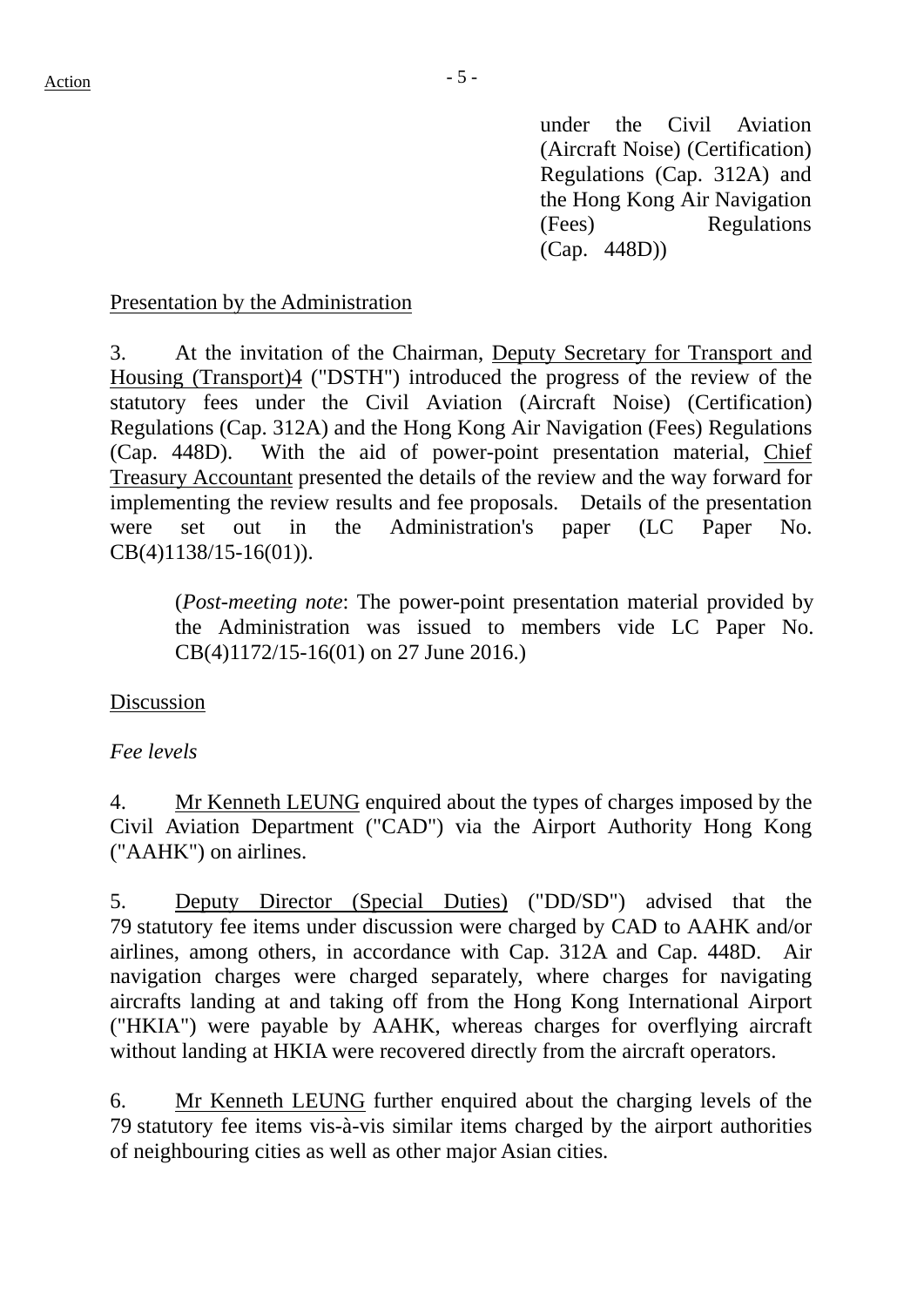under the Civil Aviation (Aircraft Noise) (Certification) Regulations (Cap. 312A) and the Hong Kong Air Navigation (Fees) Regulations (Cap. 448D))

Presentation by the Administration

3. At the invitation of the Chairman, Deputy Secretary for Transport and Housing (Transport)4 ("DSTH") introduced the progress of the review of the statutory fees under the Civil Aviation (Aircraft Noise) (Certification) Regulations (Cap. 312A) and the Hong Kong Air Navigation (Fees) Regulations (Cap. 448D). With the aid of power-point presentation material, Chief Treasury Accountant presented the details of the review and the way forward for implementing the review results and fee proposals. Details of the presentation were set out in the Administration's paper (LC Paper No. CB(4)1138/15-16(01)).

(*Post-meeting note*: The power-point presentation material provided by the Administration was issued to members vide LC Paper No. CB(4)1172/15-16(01) on 27 June 2016.)

Discussion

*Fee levels*

4. Mr Kenneth LEUNG enquired about the types of charges imposed by the Civil Aviation Department ("CAD") via the Airport Authority Hong Kong ("AAHK") on airlines.

5. Deputy Director (Special Duties) ("DD/SD") advised that the 79 statutory fee items under discussion were charged by CAD to AAHK and/or airlines, among others, in accordance with Cap. 312A and Cap. 448D. Air navigation charges were charged separately, where charges for navigating aircrafts landing at and taking off from the Hong Kong International Airport ("HKIA") were payable by AAHK, whereas charges for overflying aircraft without landing at HKIA were recovered directly from the aircraft operators.

6. Mr Kenneth LEUNG further enquired about the charging levels of the 79 statutory fee items vis-à-vis similar items charged by the airport authorities of neighbouring cities as well as other major Asian cities.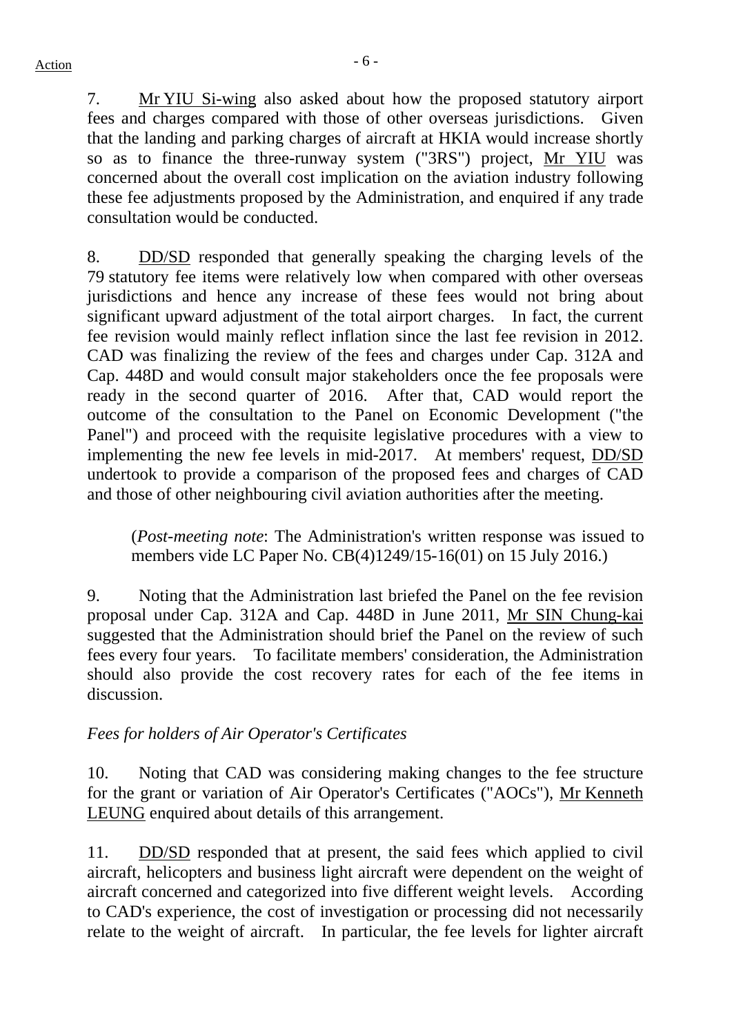7. Mr YIU Si-wing also asked about how the proposed statutory airport fees and charges compared with those of other overseas jurisdictions. Given that the landing and parking charges of aircraft at HKIA would increase shortly so as to finance the three-runway system ("3RS") project, Mr YIU was concerned about the overall cost implication on the aviation industry following these fee adjustments proposed by the Administration, and enquired if any trade consultation would be conducted.

8. DD/SD responded that generally speaking the charging levels of the 79 statutory fee items were relatively low when compared with other overseas jurisdictions and hence any increase of these fees would not bring about significant upward adjustment of the total airport charges. In fact, the current fee revision would mainly reflect inflation since the last fee revision in 2012. CAD was finalizing the review of the fees and charges under Cap. 312A and Cap. 448D and would consult major stakeholders once the fee proposals were ready in the second quarter of 2016. After that, CAD would report the outcome of the consultation to the Panel on Economic Development ("the Panel") and proceed with the requisite legislative procedures with a view to implementing the new fee levels in mid-2017. At members' request, DD/SD undertook to provide a comparison of the proposed fees and charges of CAD and those of other neighbouring civil aviation authorities after the meeting.

(*Post-meeting note*: The Administration's written response was issued to members vide LC Paper No. CB(4)1249/15-16(01) on 15 July 2016.)

9. Noting that the Administration last briefed the Panel on the fee revision proposal under Cap. 312A and Cap. 448D in June 2011, Mr SIN Chung-kai suggested that the Administration should brief the Panel on the review of such fees every four years. To facilitate members' consideration, the Administration should also provide the cost recovery rates for each of the fee items in discussion.

*Fees for holders of Air Operator's Certificates*

10. Noting that CAD was considering making changes to the fee structure for the grant or variation of Air Operator's Certificates ("AOCs"), Mr Kenneth LEUNG enquired about details of this arrangement.

11. DD/SD responded that at present, the said fees which applied to civil aircraft, helicopters and business light aircraft were dependent on the weight of aircraft concerned and categorized into five different weight levels. According to CAD's experience, the cost of investigation or processing did not necessarily relate to the weight of aircraft. In particular, the fee levels for lighter aircraft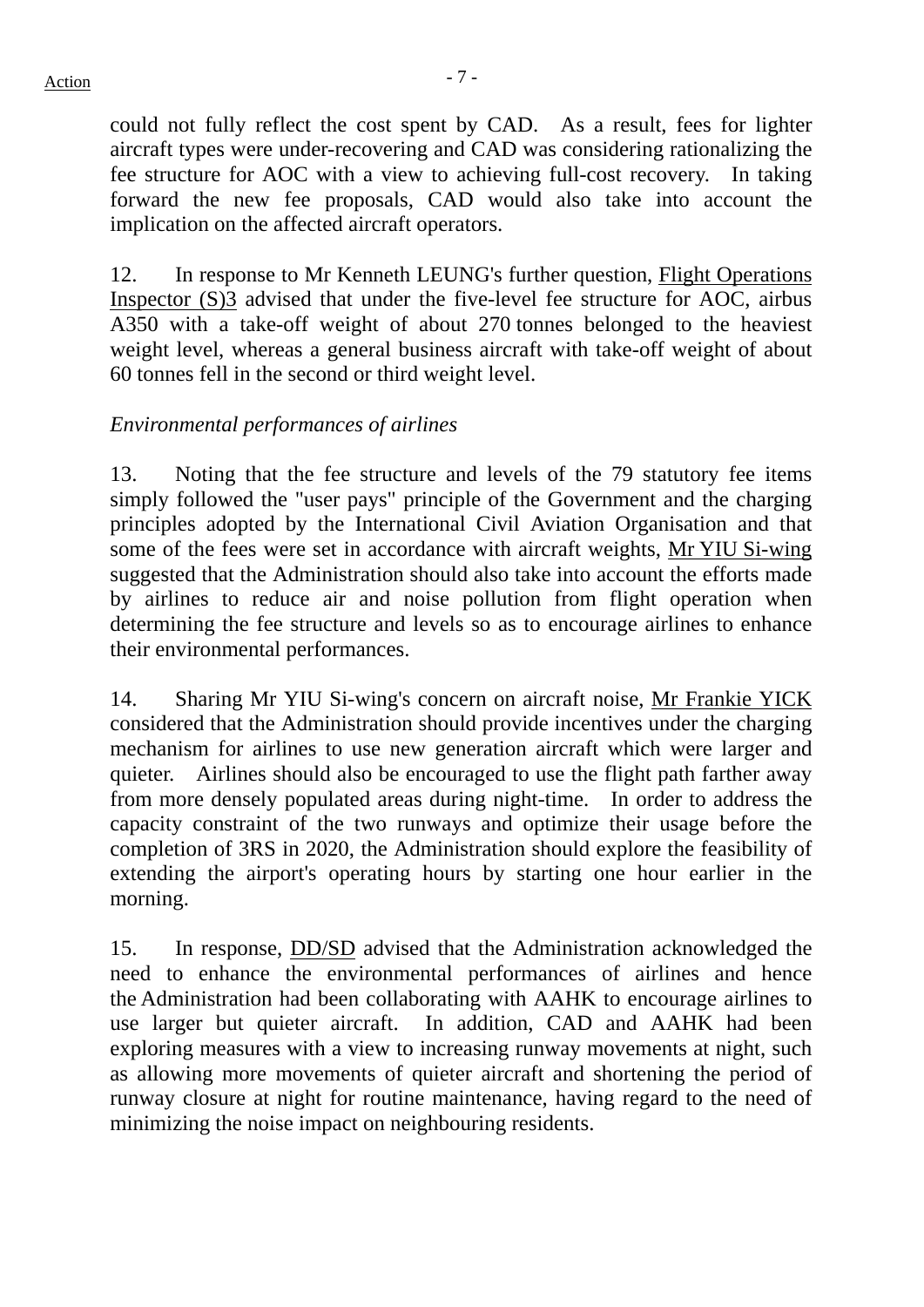could not fully reflect the cost spent by CAD. As a result, fees for lighter aircraft types were under-recovering and CAD was considering rationalizing the fee structure for AOC with a view to achieving full-cost recovery. In taking forward the new fee proposals, CAD would also take into account the implication on the affected aircraft operators.

12. In response to Mr Kenneth LEUNG's further question, Flight Operations Inspector (S)3 advised that under the five-level fee structure for AOC, airbus A350 with a take-off weight of about 270 tonnes belonged to the heaviest weight level, whereas a general business aircraft with take-off weight of about 60 tonnes fell in the second or third weight level.

*Environmental performances of airlines*

13. Noting that the fee structure and levels of the 79 statutory fee items simply followed the "user pays" principle of the Government and the charging principles adopted by the International Civil Aviation Organisation and that some of the fees were set in accordance with aircraft weights, Mr YIU Si-wing suggested that the Administration should also take into account the efforts made by airlines to reduce air and noise pollution from flight operation when determining the fee structure and levels so as to encourage airlines to enhance their environmental performances.

14. Sharing Mr YIU Si-wing's concern on aircraft noise, Mr Frankie YICK considered that the Administration should provide incentives under the charging mechanism for airlines to use new generation aircraft which were larger and quieter. Airlines should also be encouraged to use the flight path farther away from more densely populated areas during night-time. In order to address the capacity constraint of the two runways and optimize their usage before the completion of 3RS in 2020, the Administration should explore the feasibility of extending the airport's operating hours by starting one hour earlier in the morning.

15. In response, DD/SD advised that the Administration acknowledged the need to enhance the environmental performances of airlines and hence the Administration had been collaborating with AAHK to encourage airlines to use larger but quieter aircraft. In addition, CAD and AAHK had been exploring measures with a view to increasing runway movements at night, such as allowing more movements of quieter aircraft and shortening the period of runway closure at night for routine maintenance, having regard to the need of minimizing the noise impact on neighbouring residents.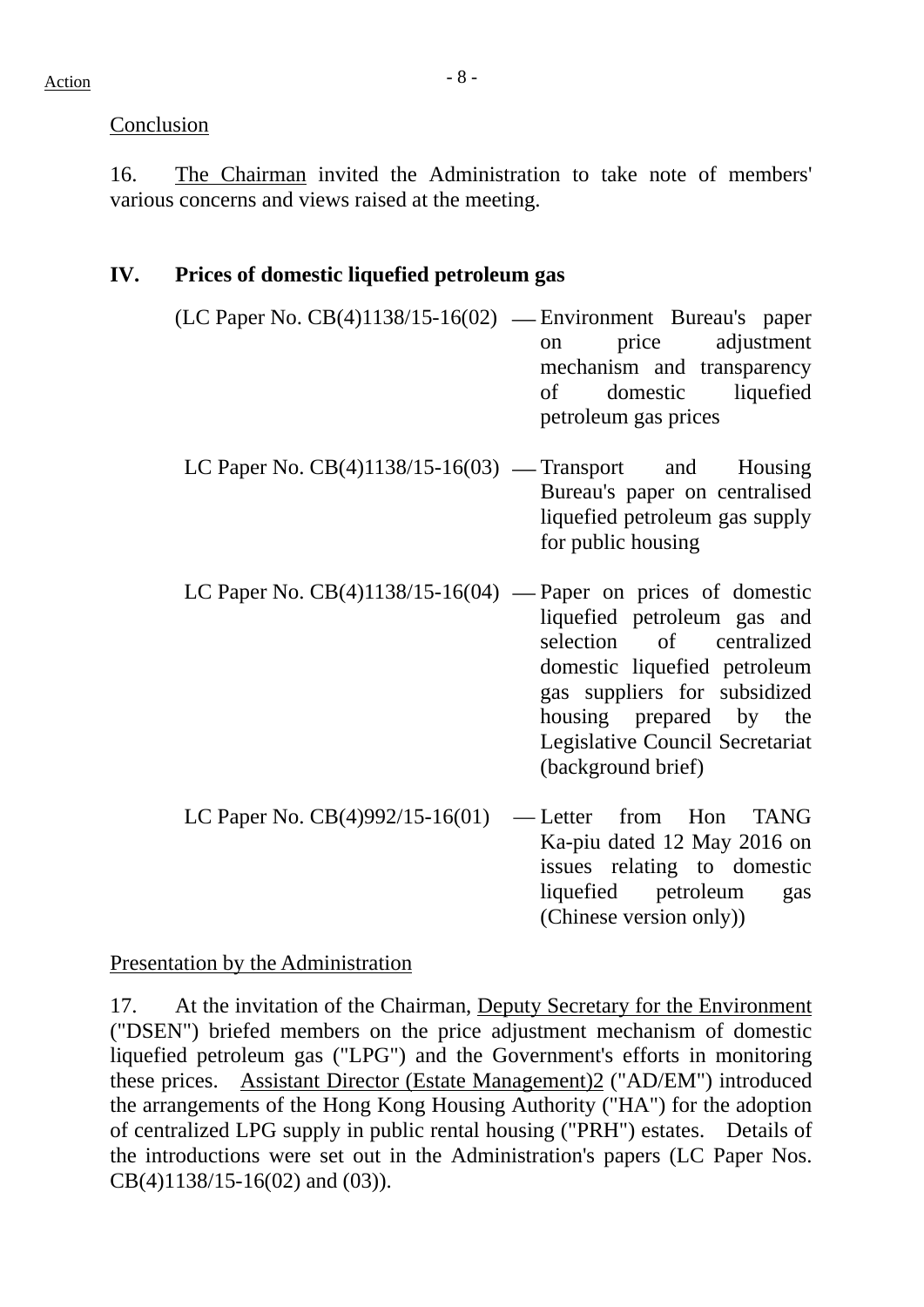Conclusion

16. The Chairman invited the Administration to take note of members' various concerns and views raised at the meeting.

## IV. Prices of domestic liquefied petroleum gas

(LC Paper No. CB(4)1138/15-16(02) — Environment Bureau's paper on price adjustment mechanism and transparency of domestic liquefied petroleum gas prices

LC Paper No. CB(4)1138/15-16(03) — Transport and Housing Bureau's paper on centralised liquefied petroleum gas supply for public housing

LC Paper No. CB(4)1138/15-16(04) — Paper on prices of domestic liquefied petroleum gas and selection of centralized domestic liquefied petroleum gas suppliers for subsidized housing prepared by the Legislative Council Secretariat (background brief)

LC Paper No. CB(4)992/15-16(01) — Letter from Hon TANG Ka-piu dated 12 May 2016 on issues relating to domestic liquefied petroleum gas (Chinese version only))

Presentation by the Administration

17. At the invitation of the Chairman, Deputy Secretary for the Environment ("DSEN") briefed members on the price adjustment mechanism of domestic liquefied petroleum gas ("LPG") and the Government's efforts in monitoring these prices. Assistant Director (Estate Management)2 ("AD/EM") introduced the arrangements of the Hong Kong Housing Authority ("HA") for the adoption of centralized LPG supply in public rental housing ("PRH") estates. Details of the introductions were set out in the Administration's papers (LC Paper Nos. CB(4)1138/15-16(02) and (03)).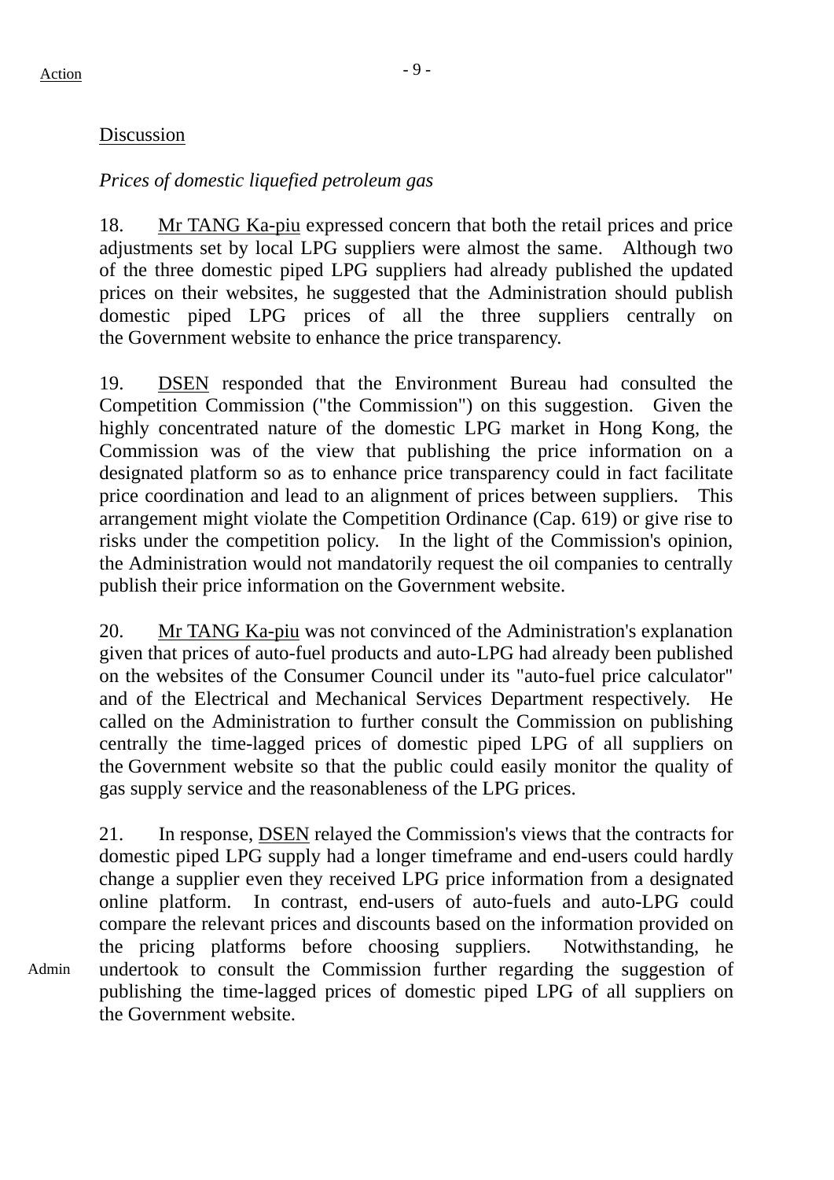Action

Discussion

*Prices of domestic liquefied petroleum gas*

18. Mr TANG Ka-piu expressed concern that both the retail prices and price adjustments set by local LPG suppliers were almost the same. Although two of the three domestic piped LPG suppliers had already published the updated prices on their websites, he suggested that the Administration should publish domestic piped LPG prices of all the three suppliers centrally on the Government website to enhance the price transparency.

19. DSEN responded that the Environment Bureau had consulted the Competition Commission ("the Commission") on this suggestion. Given the highly concentrated nature of the domestic LPG market in Hong Kong, the Commission was of the view that publishing the price information on a designated platform so as to enhance price transparency could in fact facilitate price coordination and lead to an alignment of prices between suppliers. This arrangement might violate the Competition Ordinance (Cap. 619) or give rise to risks under the competition policy. In the light of the Commission's opinion, the Administration would not mandatorily request the oil companies to centrally publish their price information on the Government website.

20. Mr TANG Ka-piu was not convinced of the Administration's explanation given that prices of auto-fuel products and auto-LPG had already been published on the websites of the Consumer Council under its "auto-fuel price calculator" and of the Electrical and Mechanical Services Department respectively. He called on the Administration to further consult the Commission on publishing centrally the time-lagged prices of domestic piped LPG of all suppliers on the Government website so that the public could easily monitor the quality of gas supply service and the reasonableness of the LPG prices.

21. In response, DSEN relayed the Commission's views that the contracts for domestic piped LPG supply had a longer timeframe and end-users could hardly change a supplier even they received LPG price information from a designated online platform. In contrast, end-users of auto-fuels and auto-LPG could compare the relevant prices and discounts based on the information provided on the pricing platforms before choosing suppliers. Notwithstanding, he undertook to consult the Commission further regarding the suggestion of publishing the time-lagged prices of domestic piped LPG of all suppliers on the Government website.

Admin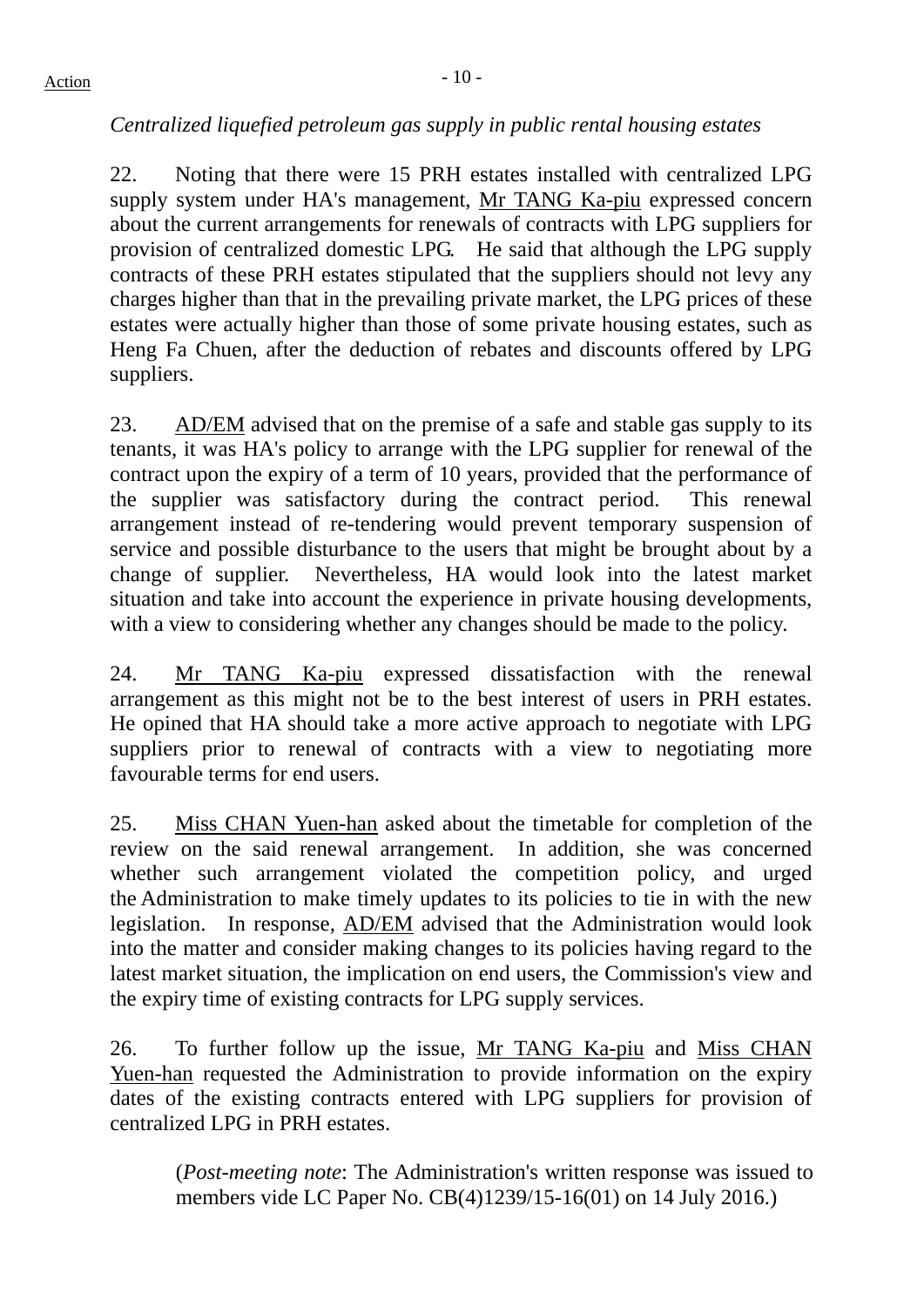*Centralized liquefied petroleum gas supply in public rental housing estates*

22. Noting that there were 15 PRH estates installed with centralized LPG supply system under HA's management, Mr TANG Ka-piu expressed concern about the current arrangements for renewals of contracts with LPG suppliers for provision of centralized domestic LPG. He said that although the LPG supply contracts of these PRH estates stipulated that the suppliers should not levy any charges higher than that in the prevailing private market, the LPG prices of these estates were actually higher than those of some private housing estates, such as Heng Fa Chuen, after the deduction of rebates and discounts offered by LPG suppliers.

23. AD/EM advised that on the premise of a safe and stable gas supply to its tenants, it was HA's policy to arrange with the LPG supplier for renewal of the contract upon the expiry of a term of 10 years, provided that the performance of the supplier was satisfactory during the contract period. This renewal arrangement instead of re-tendering would prevent temporary suspension of service and possible disturbance to the users that might be brought about by a change of supplier. Nevertheless, HA would look into the latest market situation and take into account the experience in private housing developments, with a view to considering whether any changes should be made to the policy.

24. Mr TANG Ka-piu expressed dissatisfaction with the renewal arrangement as this might not be to the best interest of users in PRH estates. He opined that HA should take a more active approach to negotiate with LPG suppliers prior to renewal of contracts with a view to negotiating more favourable terms for end users.

25. Miss CHAN Yuen-han asked about the timetable for completion of the review on the said renewal arrangement. In addition, she was concerned whether such arrangement violated the competition policy, and urged the Administration to make timely updates to its policies to tie in with the new legislation. In response, AD/EM advised that the Administration would look into the matter and consider making changes to its policies having regard to the latest market situation, the implication on end users, the Commission's view and the expiry time of existing contracts for LPG supply services.

26. To further follow up the issue, Mr TANG Ka-piu and Miss CHAN Yuen-han requested the Administration to provide information on the expiry dates of the existing contracts entered with LPG suppliers for provision of centralized LPG in PRH estates.

> (*Post-meeting note*: The Administration's written response was issued to members vide LC Paper No. CB(4)1239/15-16(01) on 14 July 2016.)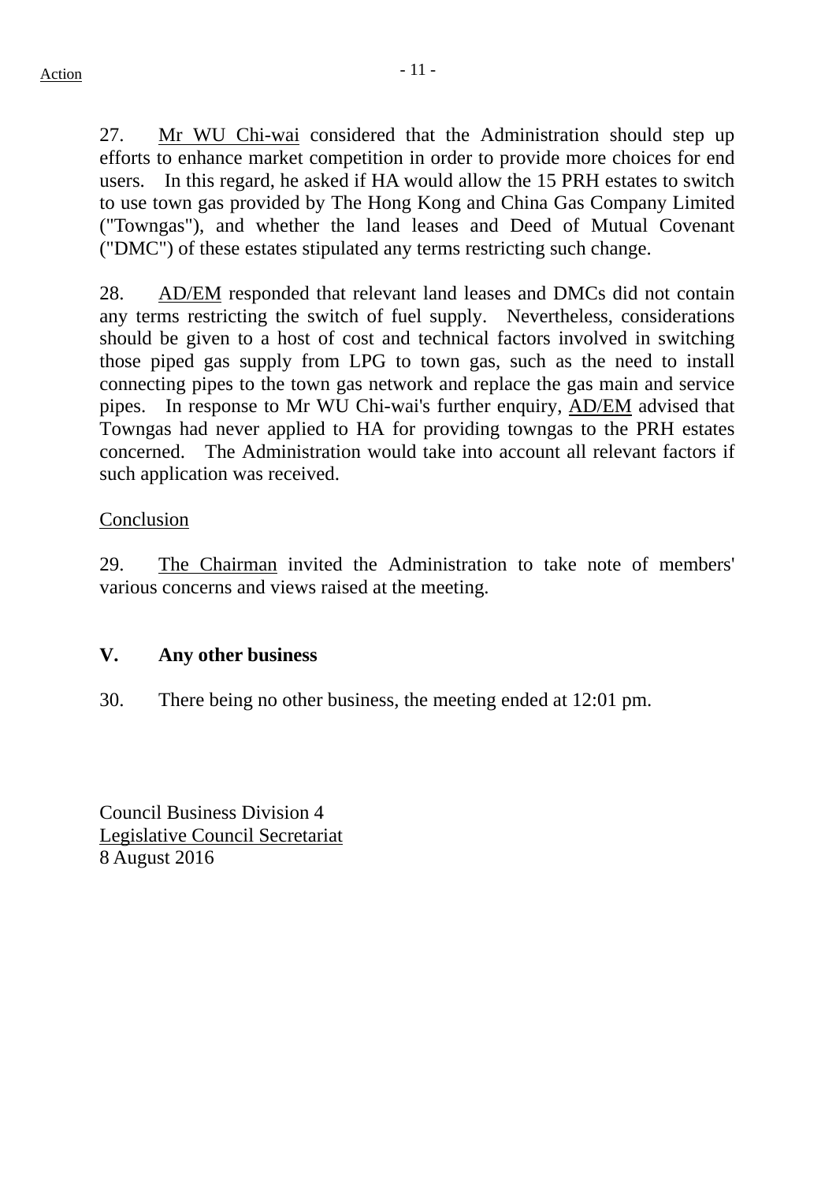27. Mr WU Chi-wai considered that the Administration should step up efforts to enhance market competition in order to provide more choices for end users. In this regard, he asked if HA would allow the 15 PRH estates to switch to use town gas provided by The Hong Kong and China Gas Company Limited ("Towngas"), and whether the land leases and Deed of Mutual Covenant ("DMC") of these estates stipulated any terms restricting such change.

28. AD/EM responded that relevant land leases and DMCs did not contain any terms restricting the switch of fuel supply. Nevertheless, considerations should be given to a host of cost and technical factors involved in switching those piped gas supply from LPG to town gas, such as the need to install connecting pipes to the town gas network and replace the gas main and service pipes. In response to Mr WU Chi-wai's further enquiry, AD/EM advised that Towngas had never applied to HA for providing towngas to the PRH estates concerned. The Administration would take into account all relevant factors if such application was received.

Conclusion

29. The Chairman invited the Administration to take note of members' various concerns and views raised at the meeting.

## V. Any other business

30. There being no other business, the meeting ended at 12:01 pm.

Council Business Division 4
Legislative Council Secretariat
8 August 2016